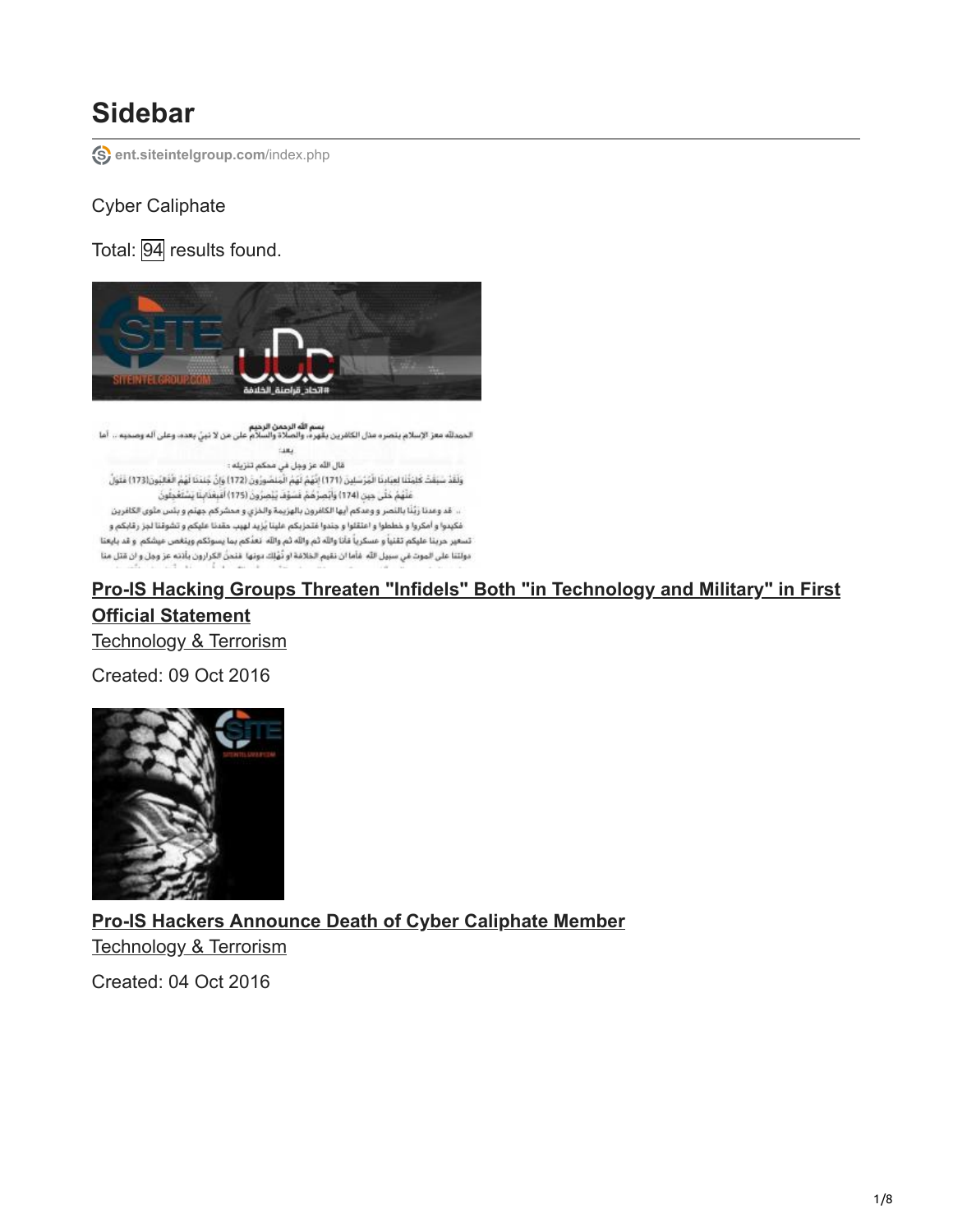# Sidebar

ent.siteintelgroup.com/index.php

Cyber Caliphate

Total: 94 results found.

**[Pro-IS Hacking Groups Threaten "Infidels" Both "in Technology and Military" in First Official Statement](#)**

[Technology & Terrorism](#)

Created: 09 Oct 2016

**[Pro-IS Hackers Announce Death of Cyber Caliphate Member](#)**

[Technology & Terrorism](#)

Created: 04 Oct 2016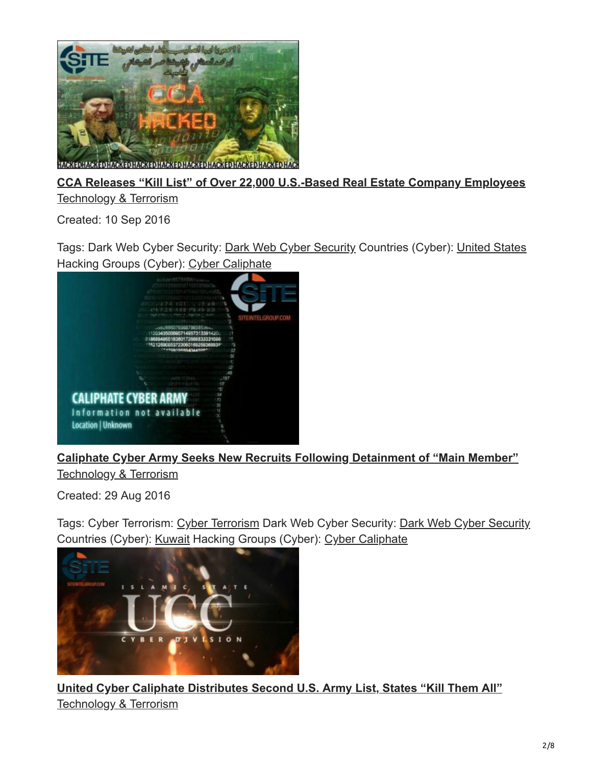**CCA Releases "Kill List" of Over 22,000 U.S.-Based Real Estate Company Employees**

Technology & Terrorism

Created: 10 Sep 2016

Tags: Dark Web Cyber Security: Dark Web Cyber Security Countries (Cyber): United States Hacking Groups (Cyber): Cyber Caliphate

**Caliphate Cyber Army Seeks New Recruits Following Detainment of "Main Member"**

Technology & Terrorism

Created: 29 Aug 2016

Tags: Cyber Terrorism: Cyber Terrorism Dark Web Cyber Security: Dark Web Cyber Security Countries (Cyber): Kuwait Hacking Groups (Cyber): Cyber Caliphate

**United Cyber Caliphate Distributes Second U.S. Army List, States "Kill Them All"**

Technology & Terrorism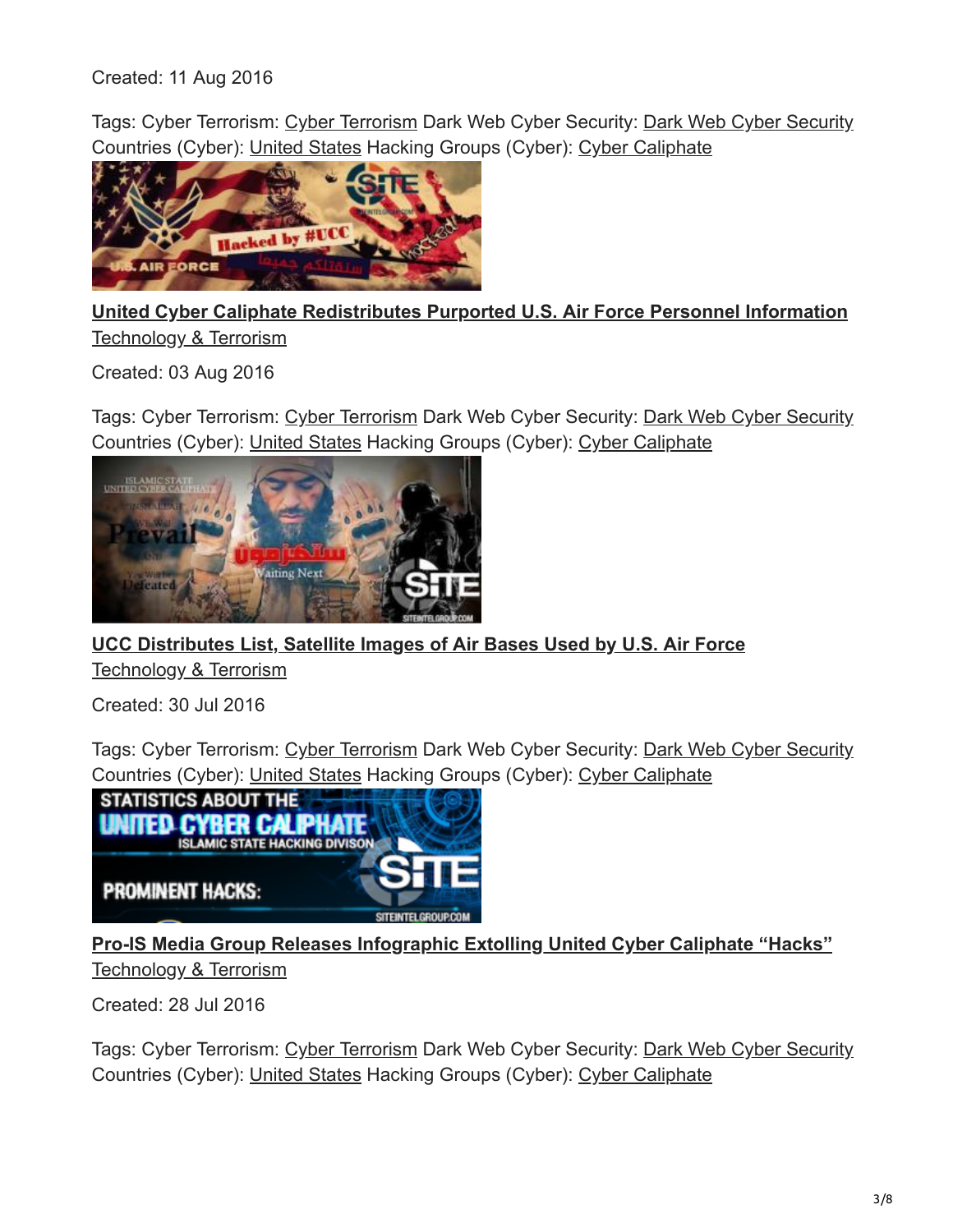Created: 11 Aug 2016

Tags: Cyber Terrorism: Cyber Terrorism Dark Web Cyber Security: Dark Web Cyber Security Countries (Cyber): United States Hacking Groups (Cyber): Cyber Caliphate

**United Cyber Caliphate Redistributes Purported U.S. Air Force Personnel Information**

Technology & Terrorism

Created: 03 Aug 2016

Tags: Cyber Terrorism: Cyber Terrorism Dark Web Cyber Security: Dark Web Cyber Security Countries (Cyber): United States Hacking Groups (Cyber): Cyber Caliphate

**UCC Distributes List, Satellite Images of Air Bases Used by U.S. Air Force**

Technology & Terrorism

Created: 30 Jul 2016

Tags: Cyber Terrorism: Cyber Terrorism Dark Web Cyber Security: Dark Web Cyber Security Countries (Cyber): United States Hacking Groups (Cyber): Cyber Caliphate

**Pro-IS Media Group Releases Infographic Extolling United Cyber Caliphate "Hacks"**

Technology & Terrorism

Created: 28 Jul 2016

Tags: Cyber Terrorism: Cyber Terrorism Dark Web Cyber Security: Dark Web Cyber Security Countries (Cyber): United States Hacking Groups (Cyber): Cyber Caliphate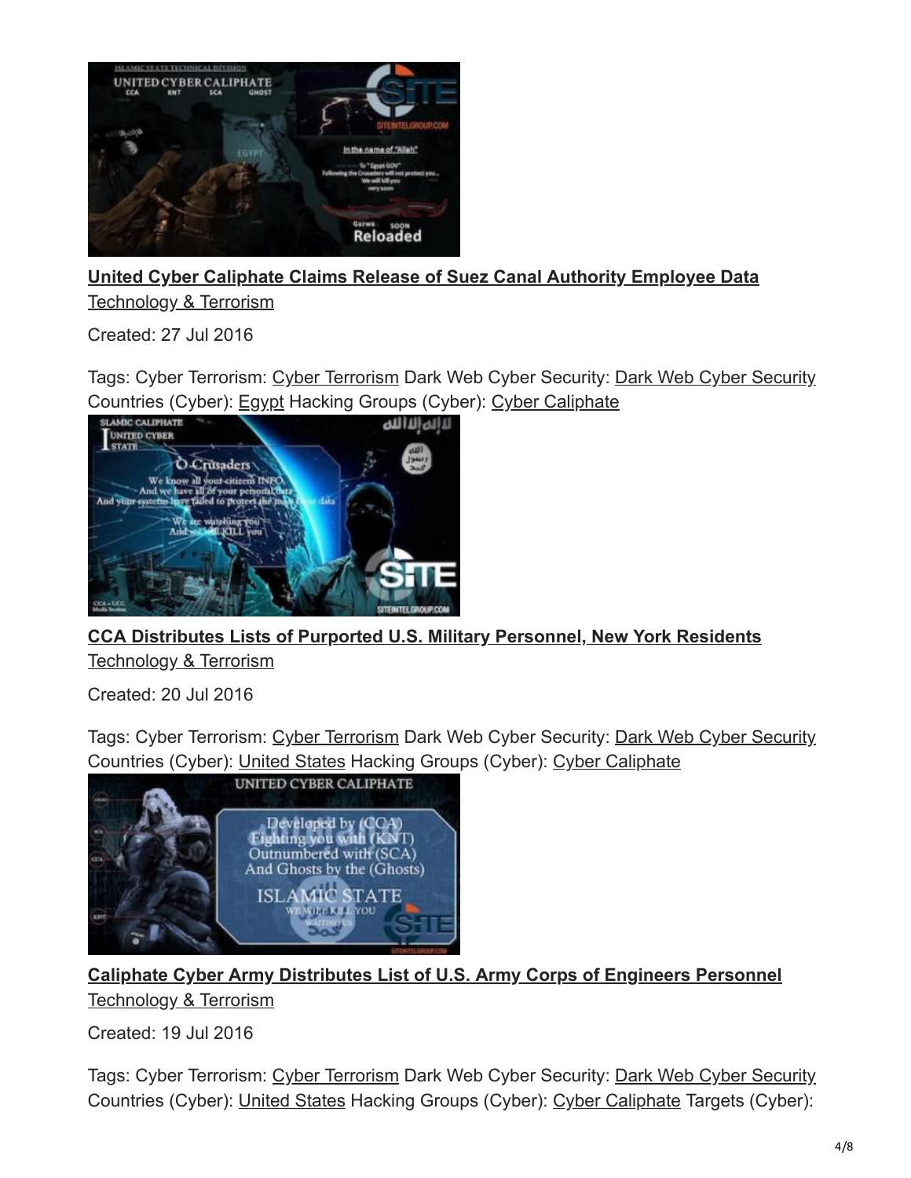**United Cyber Caliphate Claims Release of Suez Canal Authority Employee Data**

Technology & Terrorism

Created: 27 Jul 2016

Tags: Cyber Terrorism: Cyber Terrorism Dark Web Cyber Security: Dark Web Cyber Security Countries (Cyber): Egypt Hacking Groups (Cyber): Cyber Caliphate

**CCA Distributes Lists of Purported U.S. Military Personnel, New York Residents**

Technology & Terrorism

Created: 20 Jul 2016

Tags: Cyber Terrorism: Cyber Terrorism Dark Web Cyber Security: Dark Web Cyber Security Countries (Cyber): United States Hacking Groups (Cyber): Cyber Caliphate

**Caliphate Cyber Army Distributes List of U.S. Army Corps of Engineers Personnel**

Technology & Terrorism

Created: 19 Jul 2016

Tags: Cyber Terrorism: Cyber Terrorism Dark Web Cyber Security: Dark Web Cyber Security Countries (Cyber): United States Hacking Groups (Cyber): Cyber Caliphate Targets (Cyber):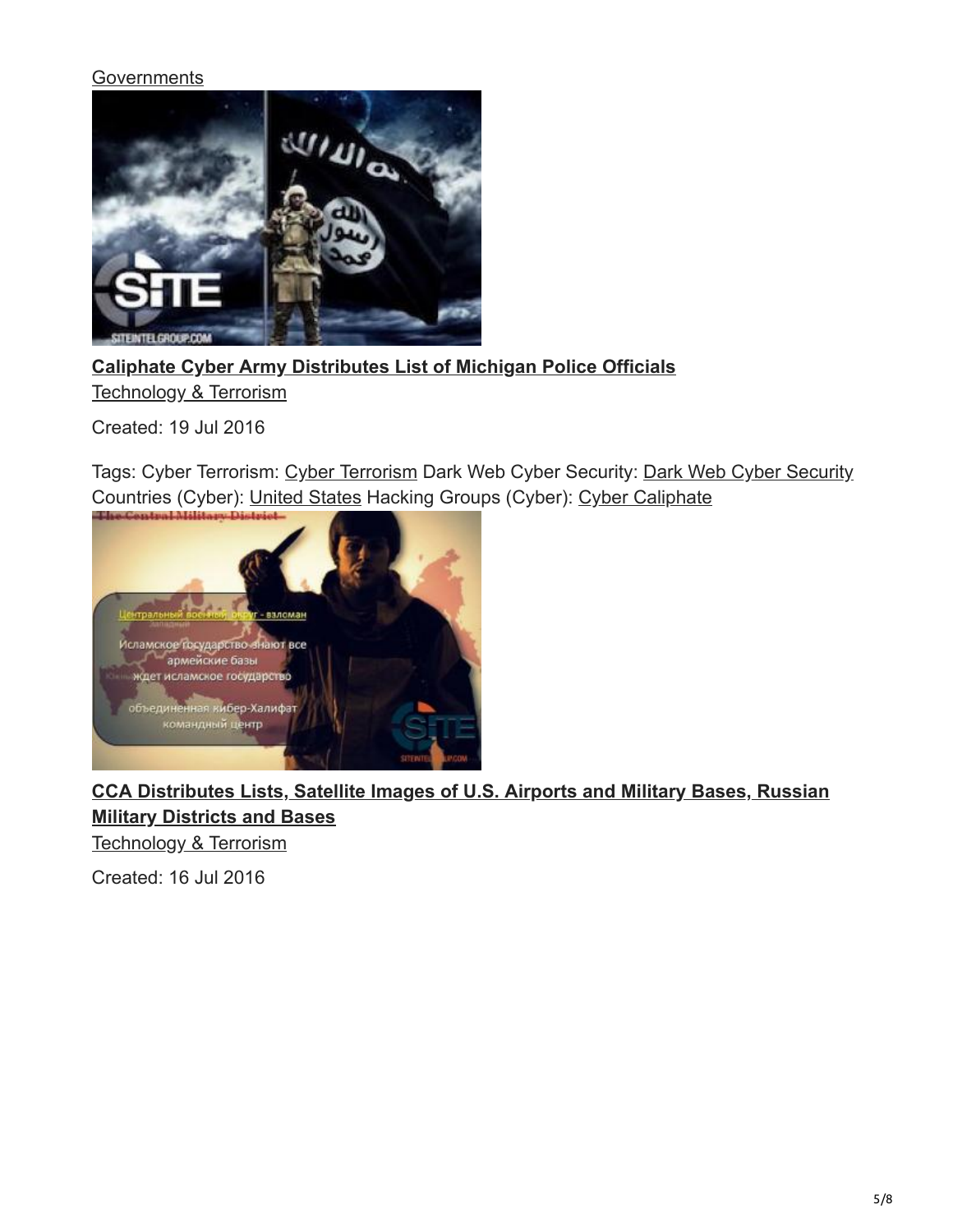Governments

**Caliphate Cyber Army Distributes List of Michigan Police Officials**

Technology & Terrorism

Created: 19 Jul 2016

Tags: Cyber Terrorism: Cyber Terrorism Dark Web Cyber Security: Dark Web Cyber Security Countries (Cyber): United States Hacking Groups (Cyber): Cyber Caliphate

**CCA Distributes Lists, Satellite Images of U.S. Airports and Military Bases, Russian Military Districts and Bases**

Technology & Terrorism

Created: 16 Jul 2016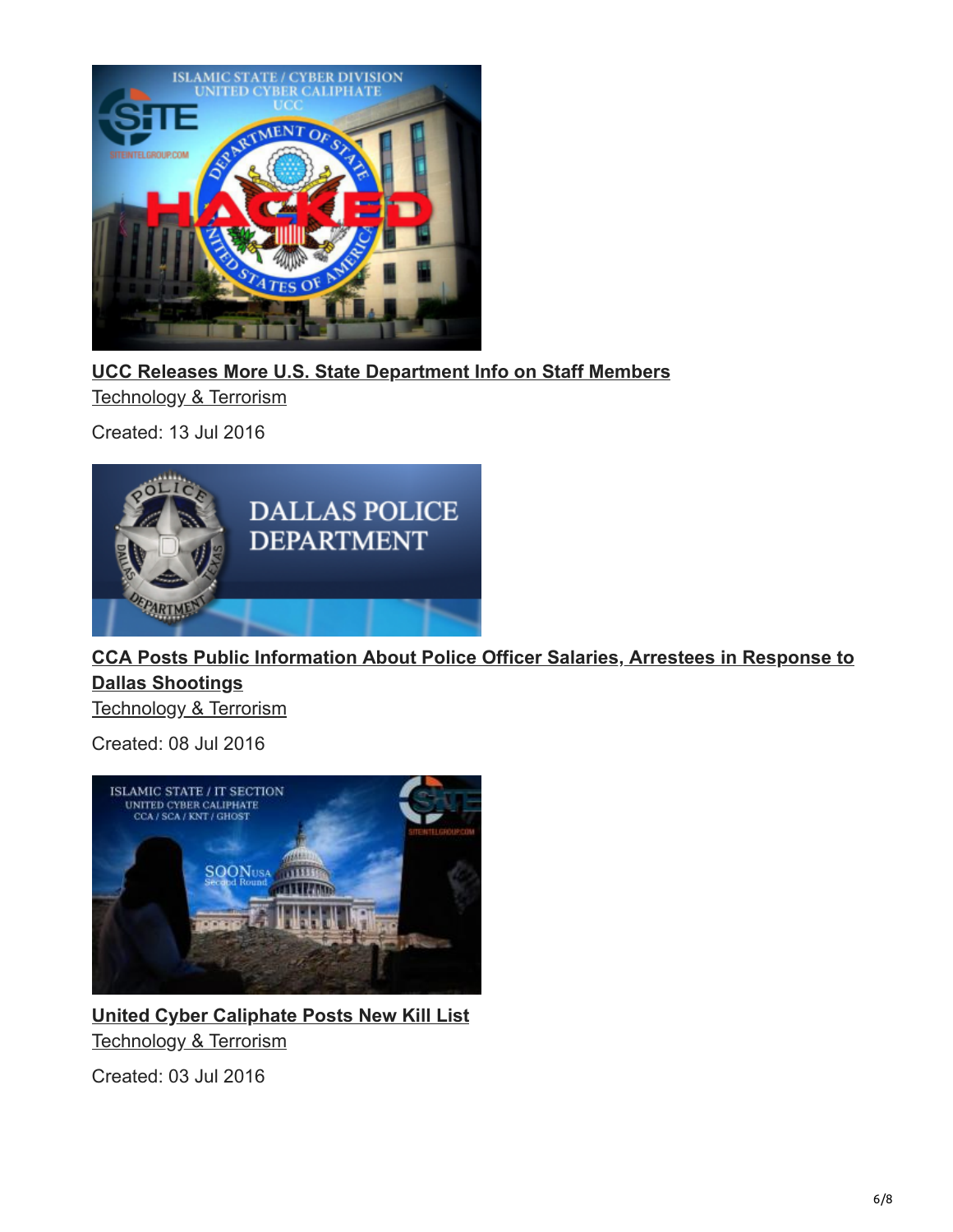**UCC Releases More U.S. State Department Info on Staff Members**

Technology & Terrorism

Created: 13 Jul 2016

**CCA Posts Public Information About Police Officer Salaries, Arrestees in Response to Dallas Shootings**

Technology & Terrorism

Created: 08 Jul 2016

**United Cyber Caliphate Posts New Kill List**

Technology & Terrorism

Created: 03 Jul 2016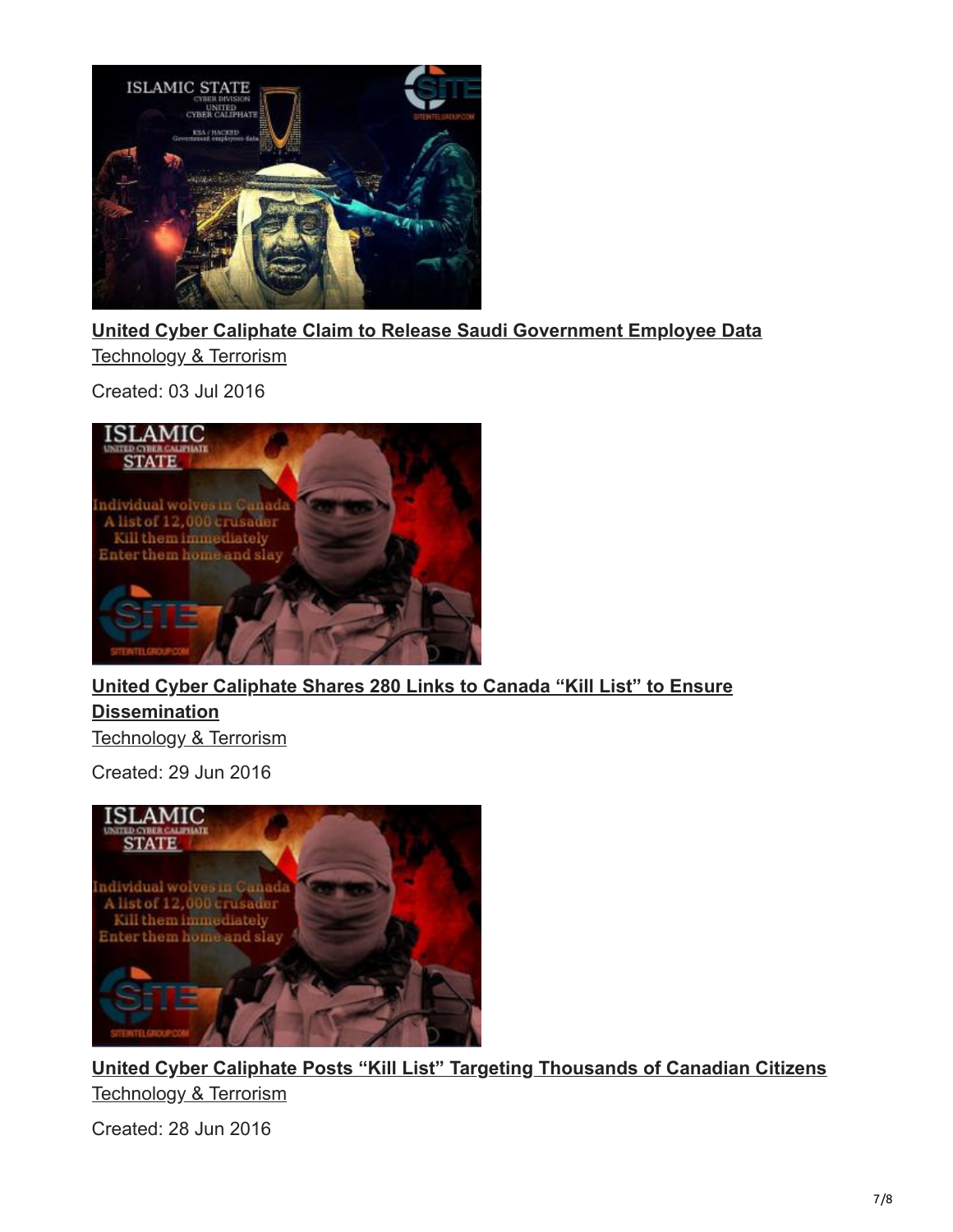**United Cyber Caliphate Claim to Release Saudi Government Employee Data**

Technology & Terrorism

Created: 03 Jul 2016

**United Cyber Caliphate Shares 280 Links to Canada "Kill List" to Ensure Dissemination**

Technology & Terrorism

Created: 29 Jun 2016

**United Cyber Caliphate Posts "Kill List" Targeting Thousands of Canadian Citizens**

Technology & Terrorism

Created: 28 Jun 2016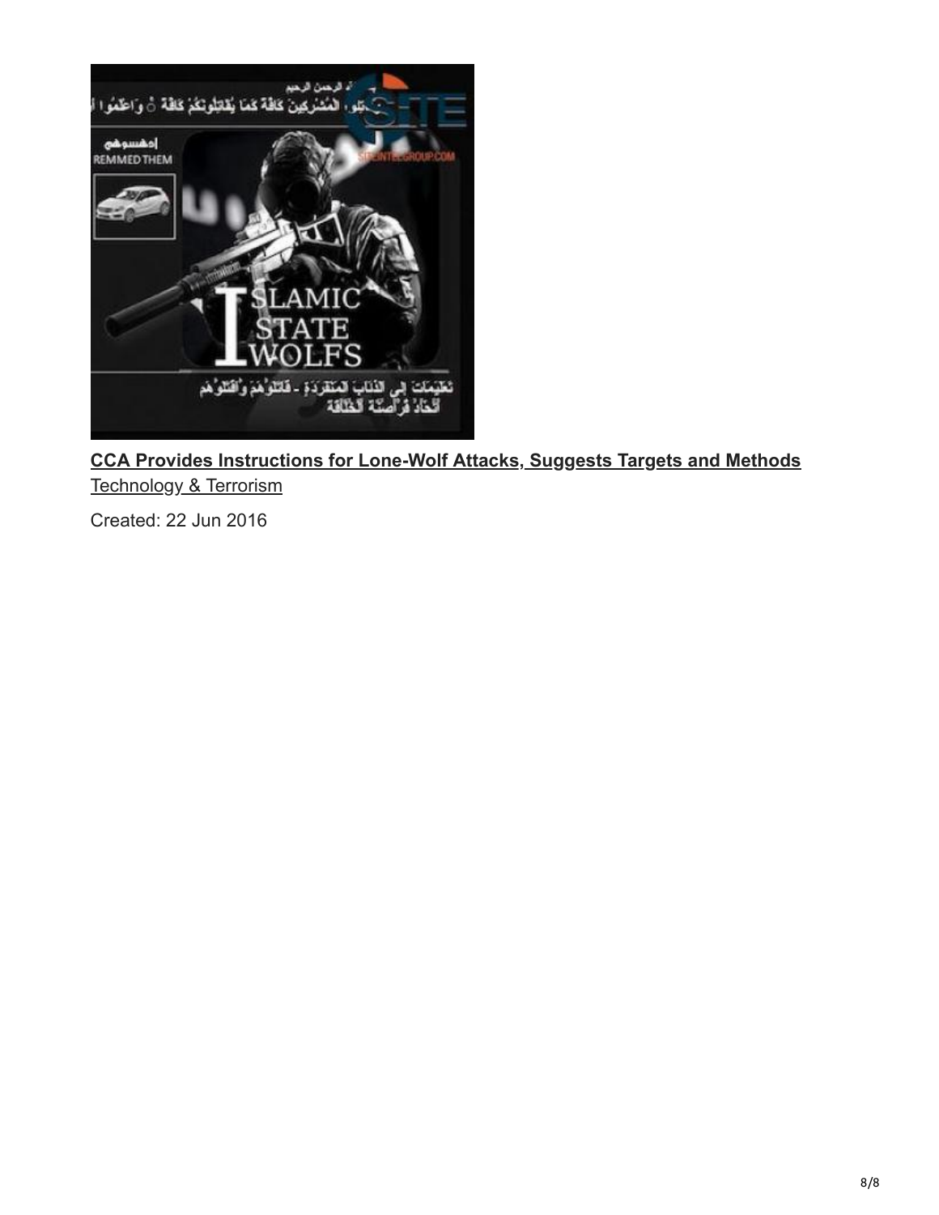**CCA Provides Instructions for Lone-Wolf Attacks, Suggests Targets and Methods**

Technology & Terrorism

Created: 22 Jun 2016